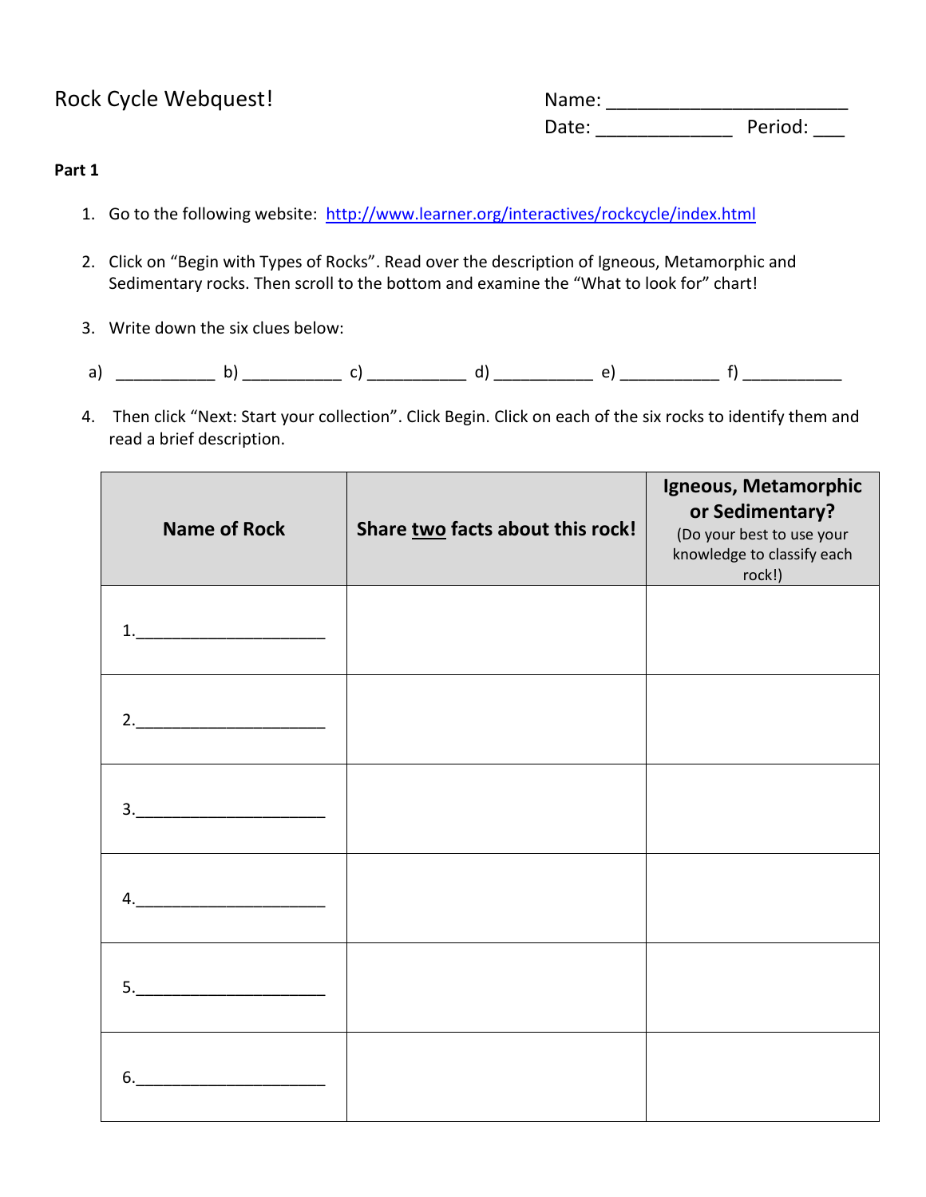# Rock Cycle Webquest!

Name: ______________________

Date: ____________ Period: ___

**Part 1**

1. Go to the following website: [http://www.learner.org/interactives/rockcycle/index.html](http://www.learner.org/interactives/rockcycle/index.html)

2. Click on "Begin with Types of Rocks". Read over the description of Igneous, Metamorphic and Sedimentary rocks. Then scroll to the bottom and examine the "What to look for" chart!

3. Write down the six clues below:

a) __________ b) __________ c) __________ d) __________ e) __________ f) __________

4. Then click "Next: Start your collection". Click Begin. Click on each of the six rocks to identify them and read a brief description.

| Name of Rock | Share <u>two</u> facts about this rock! | Igneous, Metamorphic or Sedimentary? (Do your best to use your knowledge to classify each rock!) |
|---|---|---|
| 1.____________________ | | |
| 2.____________________ | | |
| 3.____________________ | | |
| 4.____________________ | | |
| 5.____________________ | | |
| 6.____________________ | | |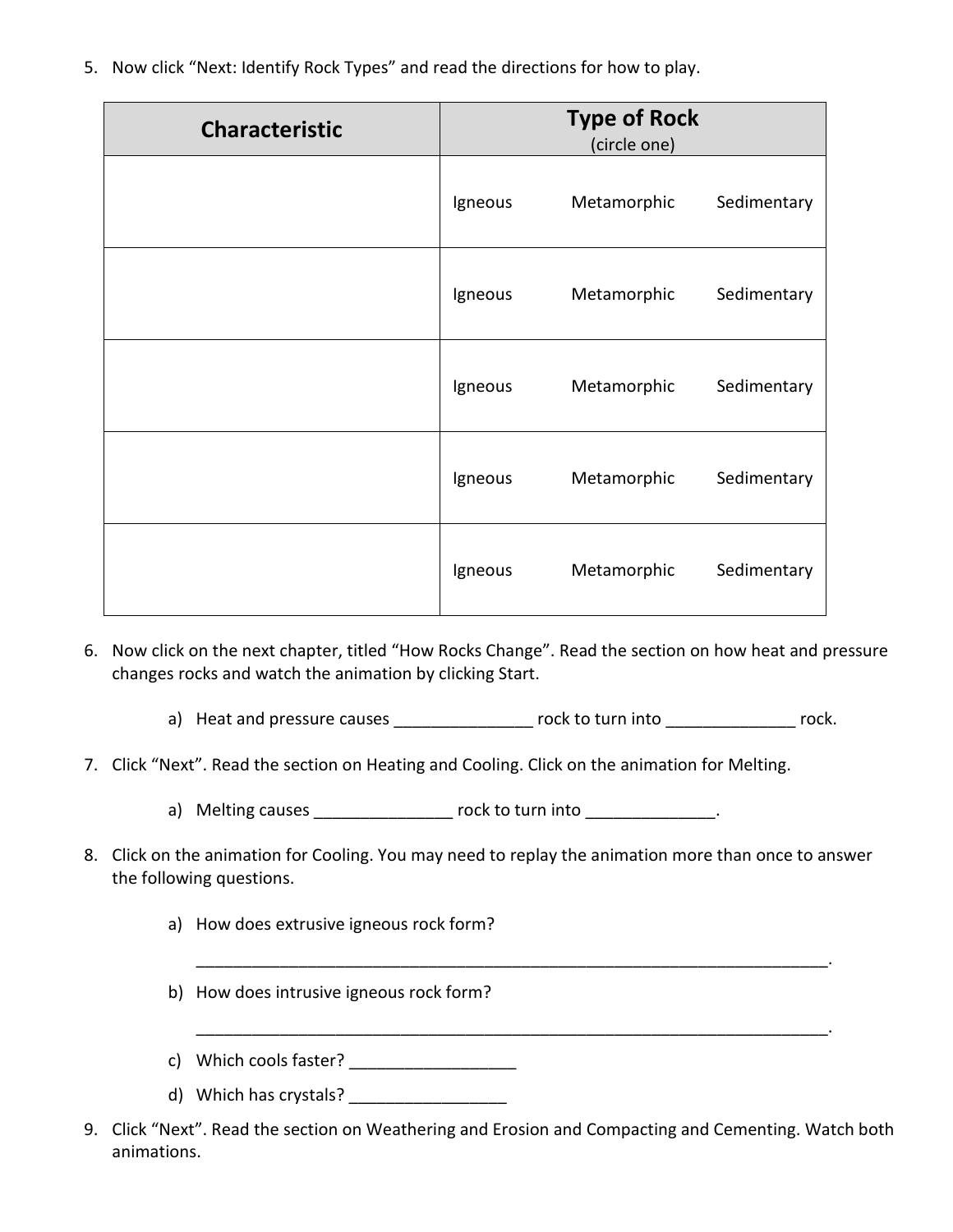5. Now click "Next: Identify Rock Types" and read the directions for how to play.

| Characteristic | Type of Rock (circle one) |
|---|---|
| | Igneous Metamorphic Sedimentary |
| | Igneous Metamorphic Sedimentary |
| | Igneous Metamorphic Sedimentary |
| | Igneous Metamorphic Sedimentary |
| | Igneous Metamorphic Sedimentary |

6. Now click on the next chapter, titled "How Rocks Change". Read the section on how heat and pressure changes rocks and watch the animation by clicking Start.

   a) Heat and pressure causes _______________ rock to turn into ______________ rock.

7. Click "Next". Read the section on Heating and Cooling. Click on the animation for Melting.

   a) Melting causes _______________ rock to turn into ______________.

8. Click on the animation for Cooling. You may need to replay the animation more than once to answer the following questions.

   a) How does extrusive igneous rock form?

      _________________________________________________________________________.

   b) How does intrusive igneous rock form?

      _________________________________________________________________________.

   c) Which cools faster? __________________

   d) Which has crystals? _________________

9. Click "Next". Read the section on Weathering and Erosion and Compacting and Cementing. Watch both animations.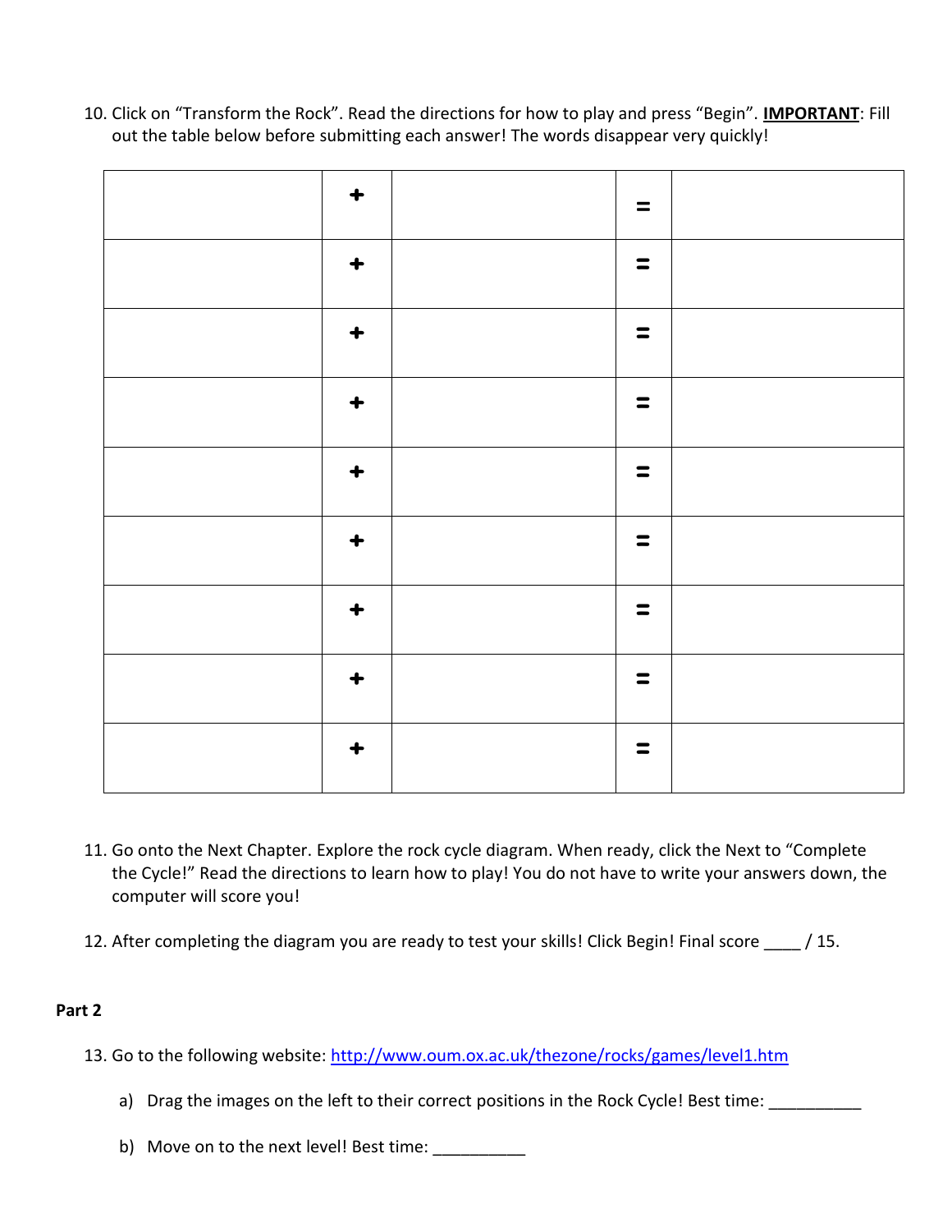10. Click on “Transform the Rock”. Read the directions for how to play and press “Begin”. **<u>IMPORTANT</u>**: Fill out the table below before submitting each answer! The words disappear very quickly!

| | | | | |
|---|---|---|---|---|
| | + | | = | |
| | + | | = | |
| | + | | = | |
| | + | | = | |
| | + | | = | |
| | + | | = | |
| | + | | = | |
| | + | | = | |
| | + | | = | |

11. Go onto the Next Chapter. Explore the rock cycle diagram. When ready, click the Next to “Complete the Cycle!” Read the directions to learn how to play! You do not have to write your answers down, the computer will score you!

12. After completing the diagram you are ready to test your skills! Click Begin! Final score ____ / 15.

**Part 2**

13. Go to the following website: http://www.oum.ox.ac.uk/thezone/rocks/games/level1.htm

    a) Drag the images on the left to their correct positions in the Rock Cycle! Best time: __________

    b) Move on to the next level! Best time: __________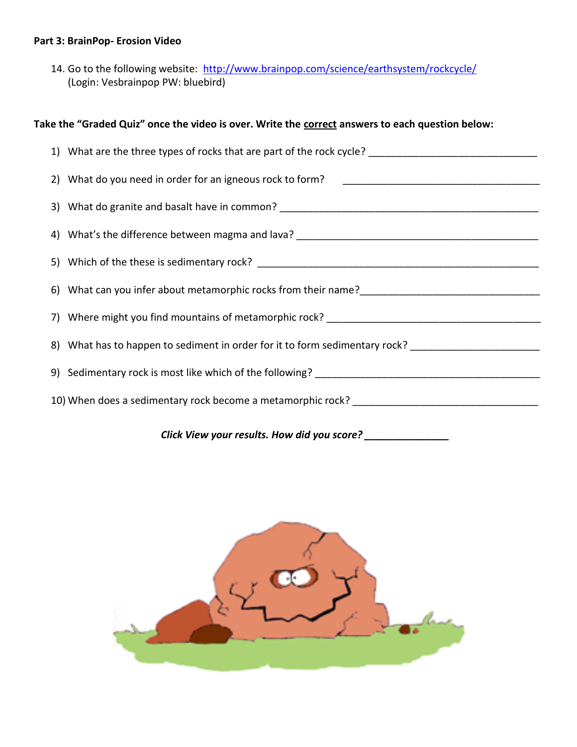**Part 3: BrainPop- Erosion Video**

14. Go to the following website: [http://www.brainpop.com/science/earthsystem/rockcycle/](http://www.brainpop.com/science/earthsystem/rockcycle/)
(Login: Vesbrainpop PW: bluebird)

**Take the "Graded Quiz" once the video is over. Write the correct answers to each question below:**

1) What are the three types of rocks that are part of the rock cycle? ______________________________
2) What do you need in order for an igneous rock to form? ____________________________________
3) What do granite and basalt have in common? ___________________________________________
4) What's the difference between magma and lava? _________________________________________
5) Which of the these is sedimentary rock? _______________________________________________
6) What can you infer about metamorphic rocks from their name?_______________________________
7) Where might you find mountains of metamorphic rock? ____________________________________
8) What has to happen to sediment in order for it to form sedimentary rock? ______________________
9) Sedimentary rock is most like which of the following? _____________________________________
10) When does a sedimentary rock become a metamorphic rock? ________________________________

***Click View your results. How did you score?*** _______________